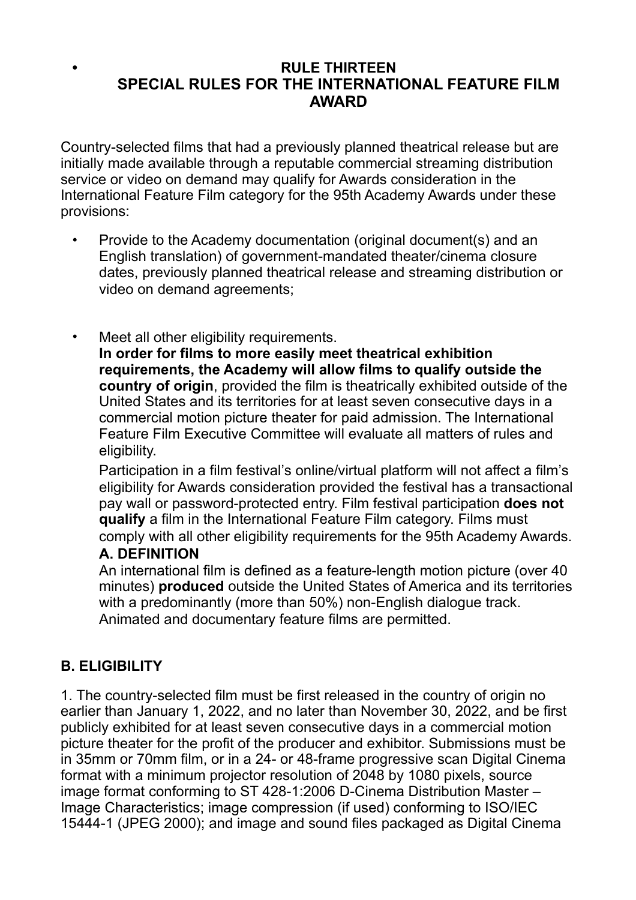# RULE THIRTEEN
## SPECIAL RULES FOR THE INTERNATIONAL FEATURE FILM AWARD

Country-selected films that had a previously planned theatrical release but are initially made available through a reputable commercial streaming distribution service or video on demand may qualify for Awards consideration in the International Feature Film category for the 95th Academy Awards under these provisions:

- Provide to the Academy documentation (original document(s) and an English translation) of government-mandated theater/cinema closure dates, previously planned theatrical release and streaming distribution or video on demand agreements;

- Meet all other eligibility requirements.

  **In order for films to more easily meet theatrical exhibition requirements, the Academy will allow films to qualify outside the country of origin**, provided the film is theatrically exhibited outside of the United States and its territories for at least seven consecutive days in a commercial motion picture theater for paid admission. The International Feature Film Executive Committee will evaluate all matters of rules and eligibility.

  Participation in a film festival's online/virtual platform will not affect a film's eligibility for Awards consideration provided the festival has a transactional pay wall or password-protected entry. Film festival participation **does not qualify** a film in the International Feature Film category. Films must comply with all other eligibility requirements for the 95th Academy Awards.

### A. DEFINITION

An international film is defined as a feature-length motion picture (over 40 minutes) **produced** outside the United States of America and its territories with a predominantly (more than 50%) non-English dialogue track. Animated and documentary feature films are permitted.

### B. ELIGIBILITY

1. The country-selected film must be first released in the country of origin no earlier than January 1, 2022, and no later than November 30, 2022, and be first publicly exhibited for at least seven consecutive days in a commercial motion picture theater for the profit of the producer and exhibitor. Submissions must be in 35mm or 70mm film, or in a 24- or 48-frame progressive scan Digital Cinema format with a minimum projector resolution of 2048 by 1080 pixels, source image format conforming to ST 428-1:2006 D-Cinema Distribution Master – Image Characteristics; image compression (if used) conforming to ISO/IEC 15444-1 (JPEG 2000); and image and sound files packaged as Digital Cinema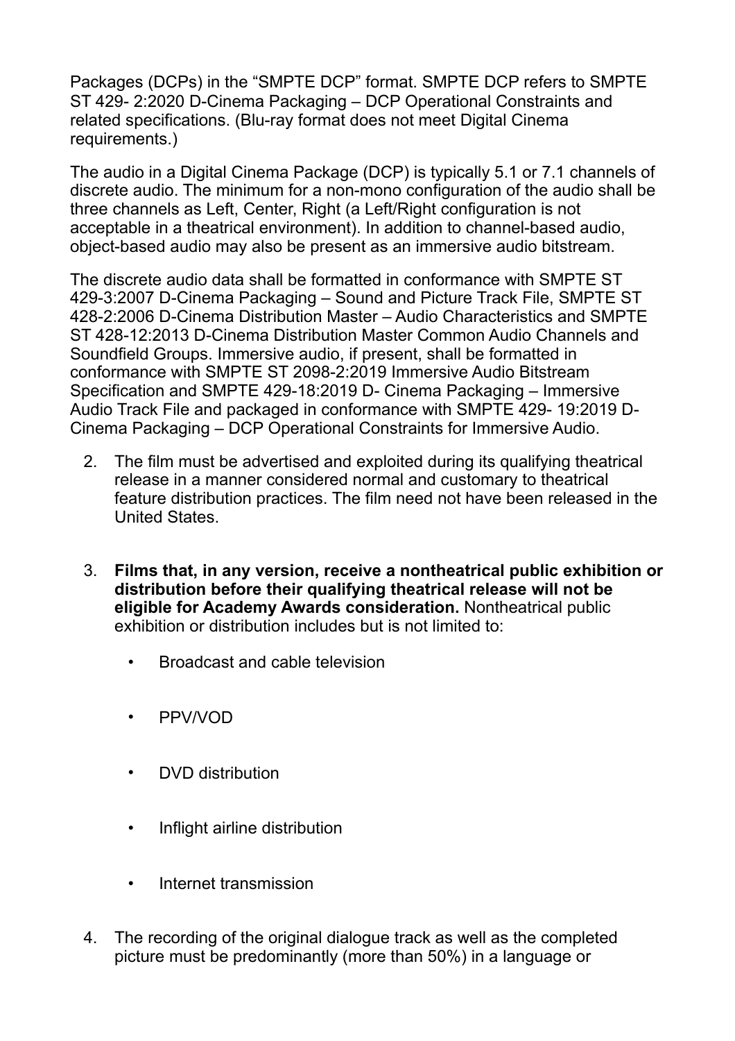Packages (DCPs) in the “SMPTE DCP” format. SMPTE DCP refers to SMPTE ST 429- 2:2020 D-Cinema Packaging – DCP Operational Constraints and related specifications. (Blu-ray format does not meet Digital Cinema requirements.)

The audio in a Digital Cinema Package (DCP) is typically 5.1 or 7.1 channels of discrete audio. The minimum for a non-mono configuration of the audio shall be three channels as Left, Center, Right (a Left/Right configuration is not acceptable in a theatrical environment). In addition to channel-based audio, object-based audio may also be present as an immersive audio bitstream.

The discrete audio data shall be formatted in conformance with SMPTE ST 429-3:2007 D-Cinema Packaging – Sound and Picture Track File, SMPTE ST 428-2:2006 D-Cinema Distribution Master – Audio Characteristics and SMPTE ST 428-12:2013 D-Cinema Distribution Master Common Audio Channels and Soundfield Groups. Immersive audio, if present, shall be formatted in conformance with SMPTE ST 2098-2:2019 Immersive Audio Bitstream Specification and SMPTE 429-18:2019 D- Cinema Packaging – Immersive Audio Track File and packaged in conformance with SMPTE 429- 19:2019 D-Cinema Packaging – DCP Operational Constraints for Immersive Audio.

2. The film must be advertised and exploited during its qualifying theatrical release in a manner considered normal and customary to theatrical feature distribution practices. The film need not have been released in the United States.

3. **Films that, in any version, receive a nontheatrical public exhibition or distribution before their qualifying theatrical release will not be eligible for Academy Awards consideration.** Nontheatrical public exhibition or distribution includes but is not limited to:

   - Broadcast and cable television
   - PPV/VOD
   - DVD distribution
   - Inflight airline distribution
   - Internet transmission

4. The recording of the original dialogue track as well as the completed picture must be predominantly (more than 50%) in a language or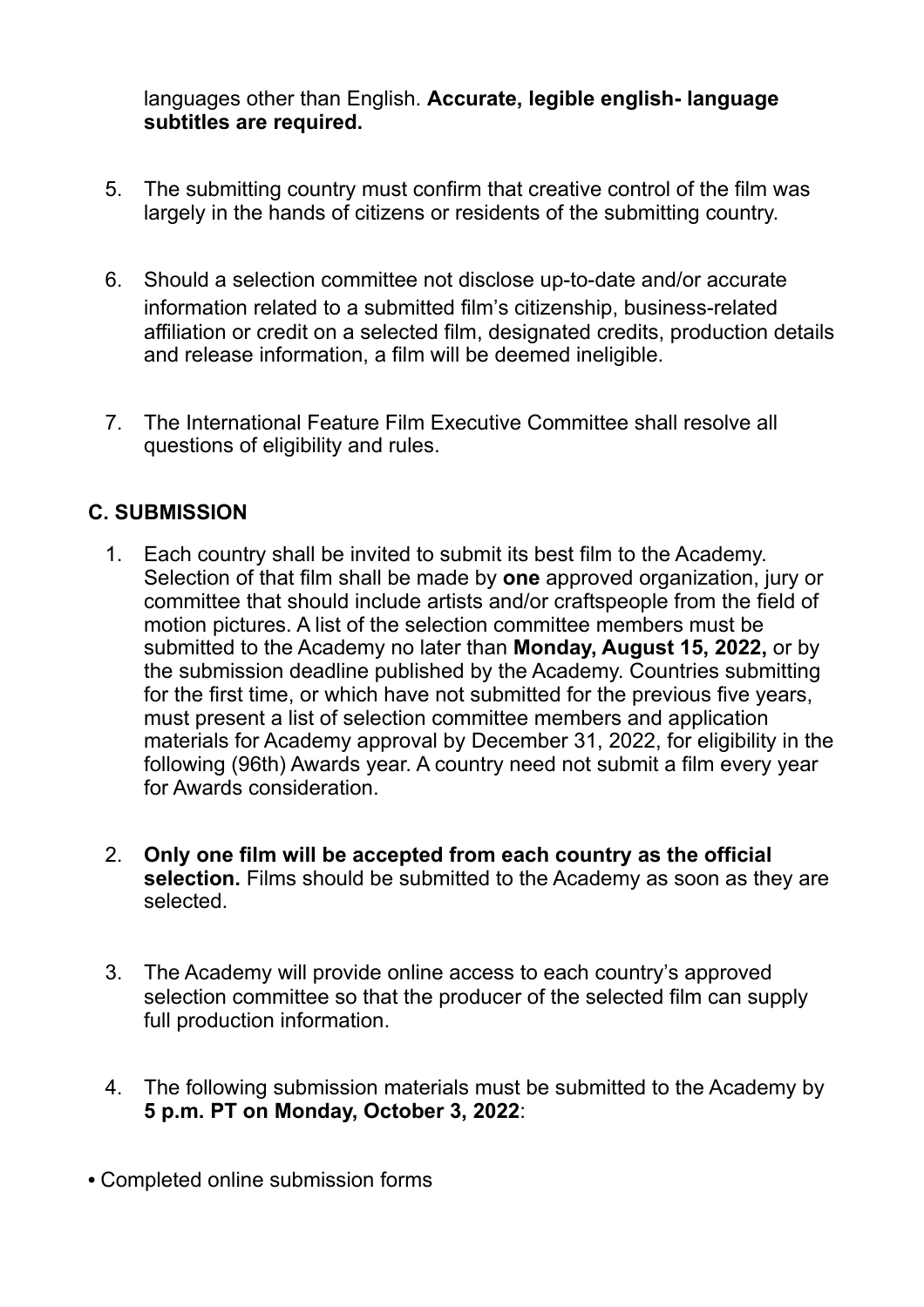languages other than English. **Accurate, legible english- language subtitles are required.**

5. The submitting country must confirm that creative control of the film was largely in the hands of citizens or residents of the submitting country.

6. Should a selection committee not disclose up-to-date and/or accurate information related to a submitted film's citizenship, business-related affiliation or credit on a selected film, designated credits, production details and release information, a film will be deemed ineligible.

7. The International Feature Film Executive Committee shall resolve all questions of eligibility and rules.

## C. SUBMISSION

1. Each country shall be invited to submit its best film to the Academy. Selection of that film shall be made by **one** approved organization, jury or committee that should include artists and/or craftspeople from the field of motion pictures. A list of the selection committee members must be submitted to the Academy no later than **Monday, August 15, 2022,** or by the submission deadline published by the Academy. Countries submitting for the first time, or which have not submitted for the previous five years, must present a list of selection committee members and application materials for Academy approval by December 31, 2022, for eligibility in the following (96th) Awards year. A country need not submit a film every year for Awards consideration.

2. **Only one film will be accepted from each country as the official selection.** Films should be submitted to the Academy as soon as they are selected.

3. The Academy will provide online access to each country's approved selection committee so that the producer of the selected film can supply full production information.

4. The following submission materials must be submitted to the Academy by **5 p.m. PT on Monday, October 3, 2022**:

- Completed online submission forms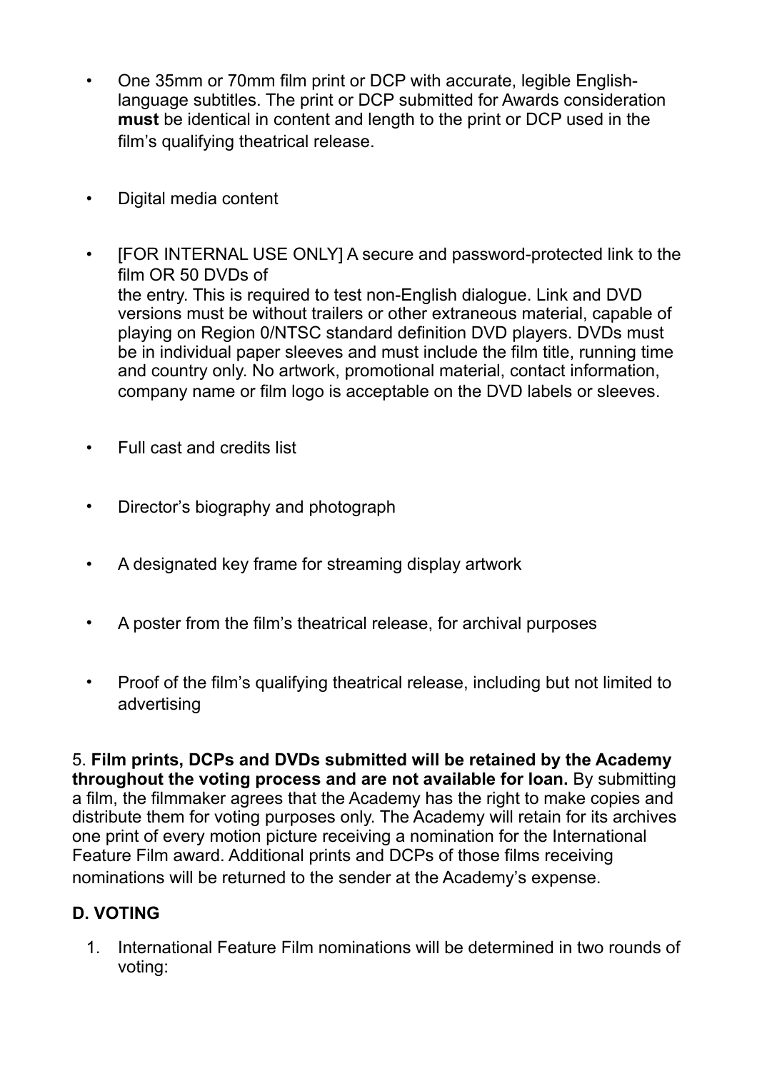- One 35mm or 70mm film print or DCP with accurate, legible English-language subtitles. The print or DCP submitted for Awards consideration **must** be identical in content and length to the print or DCP used in the film's qualifying theatrical release.
- Digital media content
- [FOR INTERNAL USE ONLY] A secure and password-protected link to the film OR 50 DVDs of the entry. This is required to test non-English dialogue. Link and DVD versions must be without trailers or other extraneous material, capable of playing on Region 0/NTSC standard definition DVD players. DVDs must be in individual paper sleeves and must include the film title, running time and country only. No artwork, promotional material, contact information, company name or film logo is acceptable on the DVD labels or sleeves.
- Full cast and credits list
- Director's biography and photograph
- A designated key frame for streaming display artwork
- A poster from the film's theatrical release, for archival purposes
- Proof of the film's qualifying theatrical release, including but not limited to advertising

5. **Film prints, DCPs and DVDs submitted will be retained by the Academy throughout the voting process and are not available for loan.** By submitting a film, the filmmaker agrees that the Academy has the right to make copies and distribute them for voting purposes only. The Academy will retain for its archives one print of every motion picture receiving a nomination for the International Feature Film award. Additional prints and DCPs of those films receiving nominations will be returned to the sender at the Academy's expense.

## D. VOTING

1. International Feature Film nominations will be determined in two rounds of voting: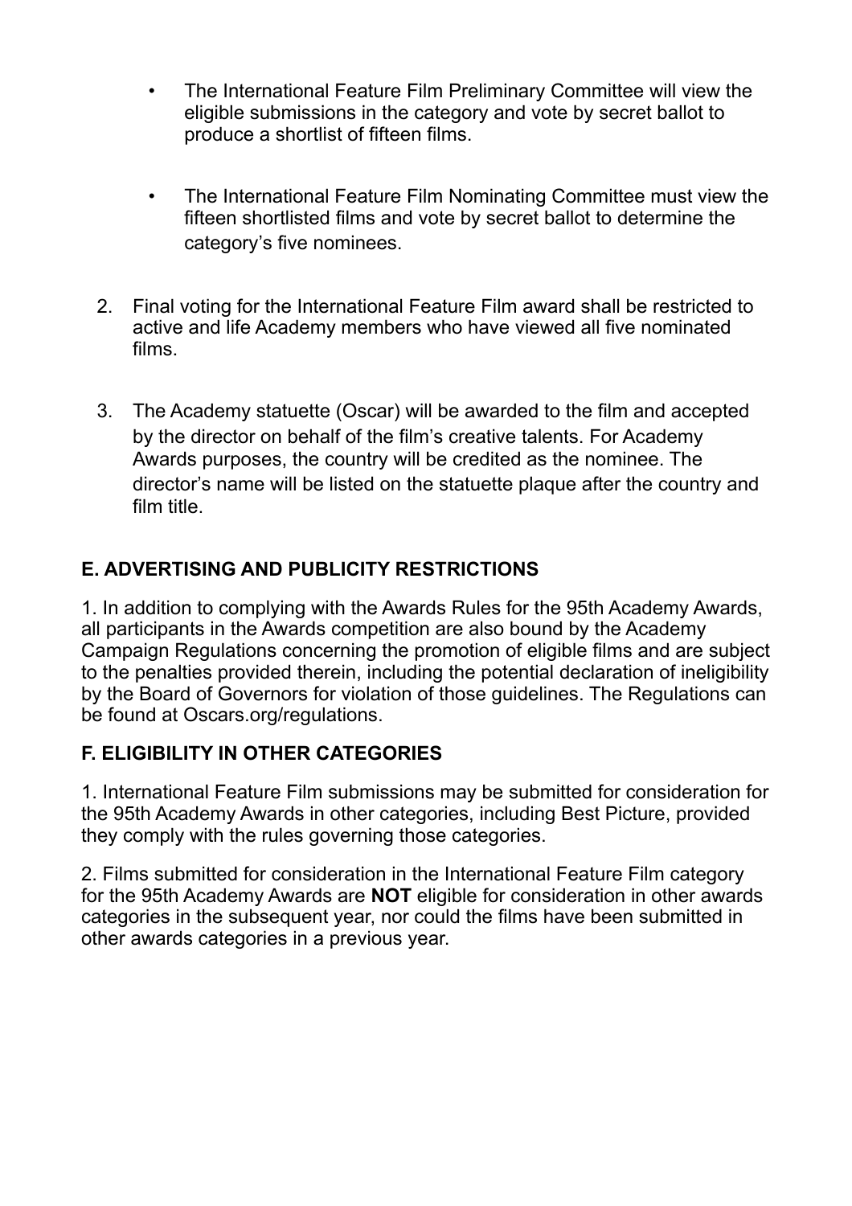- The International Feature Film Preliminary Committee will view the eligible submissions in the category and vote by secret ballot to produce a shortlist of fifteen films.

- The International Feature Film Nominating Committee must view the fifteen shortlisted films and vote by secret ballot to determine the category's five nominees.

2. Final voting for the International Feature Film award shall be restricted to active and life Academy members who have viewed all five nominated films.

3. The Academy statuette (Oscar) will be awarded to the film and accepted by the director on behalf of the film's creative talents. For Academy Awards purposes, the country will be credited as the nominee. The director's name will be listed on the statuette plaque after the country and film title.

## E. ADVERTISING AND PUBLICITY RESTRICTIONS

1. In addition to complying with the Awards Rules for the 95th Academy Awards, all participants in the Awards competition are also bound by the Academy Campaign Regulations concerning the promotion of eligible films and are subject to the penalties provided therein, including the potential declaration of ineligibility by the Board of Governors for violation of those guidelines. The Regulations can be found at Oscars.org/regulations.

## F. ELIGIBILITY IN OTHER CATEGORIES

1. International Feature Film submissions may be submitted for consideration for the 95th Academy Awards in other categories, including Best Picture, provided they comply with the rules governing those categories.

2. Films submitted for consideration in the International Feature Film category for the 95th Academy Awards are **NOT** eligible for consideration in other awards categories in the subsequent year, nor could the films have been submitted in other awards categories in a previous year.